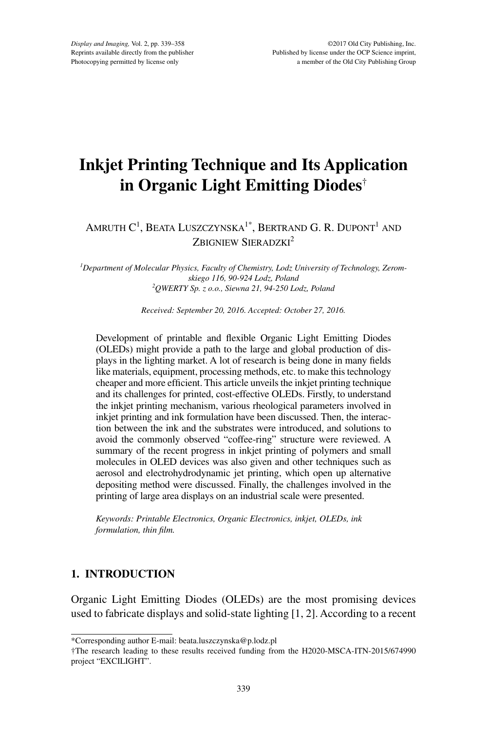# Inkjet Printing Technique and Its Application in Organic Light Emitting Diodes[†]

Amruth C[1], Beata Luszczynska[1*], Bertrand G. R. Dupont[1] and Zbigniew Sieradzki[2]

[1]*Department of Molecular Physics, Faculty of Chemistry, Lodz University of Technology, Zeromskiego 116, 90-924 Lodz, Poland*
[2]*QWERTY Sp. z o.o., Siewna 21, 94-250 Lodz, Poland*

*Received: September 20, 2016. Accepted: October 27, 2016.*

Development of printable and flexible Organic Light Emitting Diodes (OLEDs) might provide a path to the large and global production of displays in the lighting market. A lot of research is being done in many fields like materials, equipment, processing methods, etc. to make this technology cheaper and more efficient. This article unveils the inkjet printing technique and its challenges for printed, cost-effective OLEDs. Firstly, to understand the inkjet printing mechanism, various rheological parameters involved in inkjet printing and ink formulation have been discussed. Then, the interaction between the ink and the substrates were introduced, and solutions to avoid the commonly observed "coffee-ring" structure were reviewed. A summary of the recent progress in inkjet printing of polymers and small molecules in OLED devices was also given and other techniques such as aerosol and electrohydrodynamic jet printing, which open up alternative depositing method were discussed. Finally, the challenges involved in the printing of large area displays on an industrial scale were presented.

*Keywords: Printable Electronics, Organic Electronics, inkjet, OLEDs, ink formulation, thin film.*

## 1. INTRODUCTION

Organic Light Emitting Diodes (OLEDs) are the most promising devices used to fabricate displays and solid-state lighting [1, 2]. According to a recent

---

*Corresponding author E-mail: beata.luszczynska@p.lodz.pl

†The research leading to these results received funding from the H2020-MSCA-ITN-2015/674990 project "EXCILIGHT".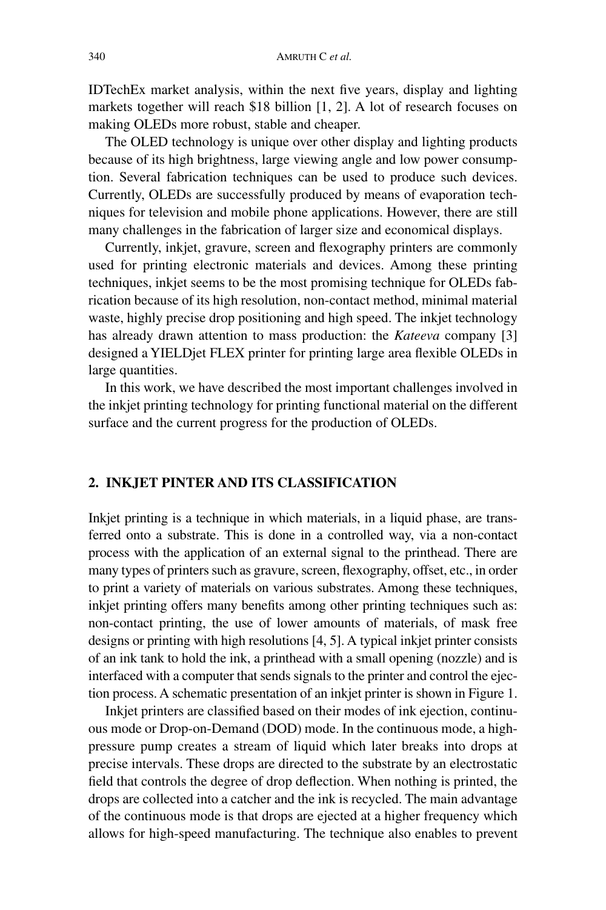IDTechEx market analysis, within the next five years, display and lighting markets together will reach $18 billion [1, 2]. A lot of research focuses on making OLEDs more robust, stable and cheaper.

The OLED technology is unique over other display and lighting products because of its high brightness, large viewing angle and low power consumption. Several fabrication techniques can be used to produce such devices. Currently, OLEDs are successfully produced by means of evaporation techniques for television and mobile phone applications. However, there are still many challenges in the fabrication of larger size and economical displays.

Currently, inkjet, gravure, screen and flexography printers are commonly used for printing electronic materials and devices. Among these printing techniques, inkjet seems to be the most promising technique for OLEDs fabrication because of its high resolution, non-contact method, minimal material waste, highly precise drop positioning and high speed. The inkjet technology has already drawn attention to mass production: the *Kateeva* company [3] designed a YIELDjet FLEX printer for printing large area flexible OLEDs in large quantities.

In this work, we have described the most important challenges involved in the inkjet printing technology for printing functional material on the different surface and the current progress for the production of OLEDs.

## 2. INKJET PINTER AND ITS CLASSIFICATION

Inkjet printing is a technique in which materials, in a liquid phase, are transferred onto a substrate. This is done in a controlled way, via a non-contact process with the application of an external signal to the printhead. There are many types of printers such as gravure, screen, flexography, offset, etc., in order to print a variety of materials on various substrates. Among these techniques, inkjet printing offers many benefits among other printing techniques such as: non-contact printing, the use of lower amounts of materials, of mask free designs or printing with high resolutions [4, 5]. A typical inkjet printer consists of an ink tank to hold the ink, a printhead with a small opening (nozzle) and is interfaced with a computer that sends signals to the printer and control the ejection process. A schematic presentation of an inkjet printer is shown in Figure 1.

Inkjet printers are classified based on their modes of ink ejection, continuous mode or Drop-on-Demand (DOD) mode. In the continuous mode, a high-pressure pump creates a stream of liquid which later breaks into drops at precise intervals. These drops are directed to the substrate by an electrostatic field that controls the degree of drop deflection. When nothing is printed, the drops are collected into a catcher and the ink is recycled. The main advantage of the continuous mode is that drops are ejected at a higher frequency which allows for high-speed manufacturing. The technique also enables to prevent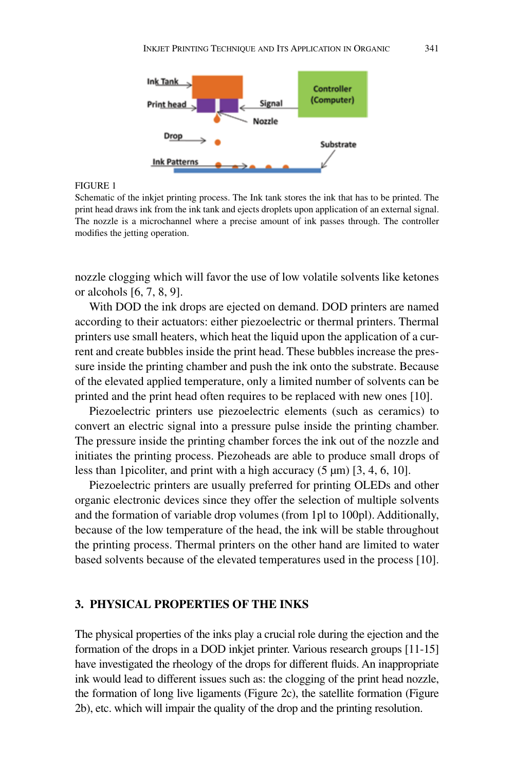FIGURE 1

Schematic of the inkjet printing process. The Ink tank stores the ink that has to be printed. The print head draws ink from the ink tank and ejects droplets upon application of an external signal. The nozzle is a microchannel where a precise amount of ink passes through. The controller modifies the jetting operation.

nozzle clogging which will favor the use of low volatile solvents like ketones or alcohols [6, 7, 8, 9].

With DOD the ink drops are ejected on demand. DOD printers are named according to their actuators: either piezoelectric or thermal printers. Thermal printers use small heaters, which heat the liquid upon the application of a current and create bubbles inside the print head. These bubbles increase the pressure inside the printing chamber and push the ink onto the substrate. Because of the elevated applied temperature, only a limited number of solvents can be printed and the print head often requires to be replaced with new ones [10].

Piezoelectric printers use piezoelectric elements (such as ceramics) to convert an electric signal into a pressure pulse inside the printing chamber. The pressure inside the printing chamber forces the ink out of the nozzle and initiates the printing process. Piezoheads are able to produce small drops of less than 1picoliter, and print with a high accuracy (5 µm) [3, 4, 6, 10].

Piezoelectric printers are usually preferred for printing OLEDs and other organic electronic devices since they offer the selection of multiple solvents and the formation of variable drop volumes (from 1pl to 100pl). Additionally, because of the low temperature of the head, the ink will be stable throughout the printing process. Thermal printers on the other hand are limited to water based solvents because of the elevated temperatures used in the process [10].

## 3. PHYSICAL PROPERTIES OF THE INKS

The physical properties of the inks play a crucial role during the ejection and the formation of the drops in a DOD inkjet printer. Various research groups [11-15] have investigated the rheology of the drops for different fluids. An inappropriate ink would lead to different issues such as: the clogging of the print head nozzle, the formation of long live ligaments (Figure 2c), the satellite formation (Figure 2b), etc. which will impair the quality of the drop and the printing resolution.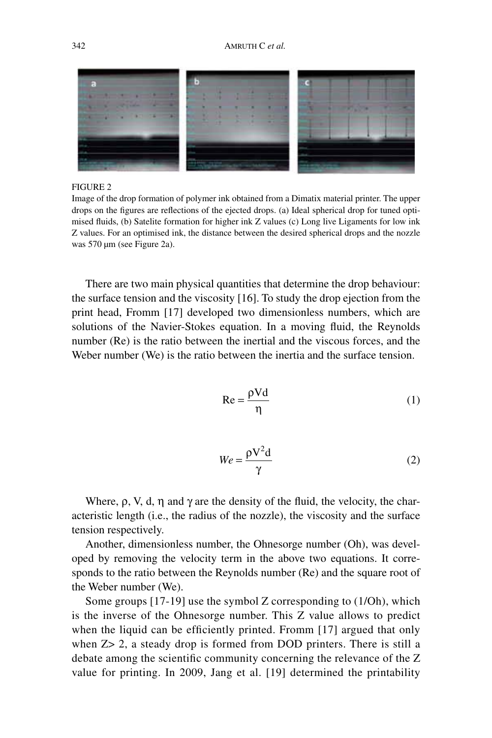FIGURE 2

Image of the drop formation of polymer ink obtained from a Dimatix material printer. The upper drops on the figures are reflections of the ejected drops. (a) Ideal spherical drop for tuned optimised fluids, (b) Satelite formation for higher ink Z values (c) Long live Ligaments for low ink Z values. For an optimised ink, the distance between the desired spherical drops and the nozzle was 570 µm (see Figure 2a).

There are two main physical quantities that determine the drop behaviour: the surface tension and the viscosity [16]. To study the drop ejection from the print head, Fromm [17] developed two dimensionless numbers, which are solutions of the Navier-Stokes equation. In a moving fluid, the Reynolds number (Re) is the ratio between the inertial and the viscous forces, and the Weber number (We) is the ratio between the inertia and the surface tension.

$$\mathrm{Re} = \frac{\rho V d}{\eta} \tag{1}$$

$$We = \frac{\rho V^2 d}{\gamma} \tag{2}$$

Where, $\rho$, V, d, $\eta$ and $\gamma$ are the density of the fluid, the velocity, the characteristic length (i.e., the radius of the nozzle), the viscosity and the surface tension respectively.

Another, dimensionless number, the Ohnesorge number (Oh), was developed by removing the velocity term in the above two equations. It corresponds to the ratio between the Reynolds number (Re) and the square root of the Weber number (We).

Some groups [17-19] use the symbol Z corresponding to (1/Oh), which is the inverse of the Ohnesorge number. This Z value allows to predict when the liquid can be efficiently printed. Fromm [17] argued that only when $Z > 2$, a steady drop is formed from DOD printers. There is still a debate among the scientific community concerning the relevance of the Z value for printing. In 2009, Jang et al. [19] determined the printability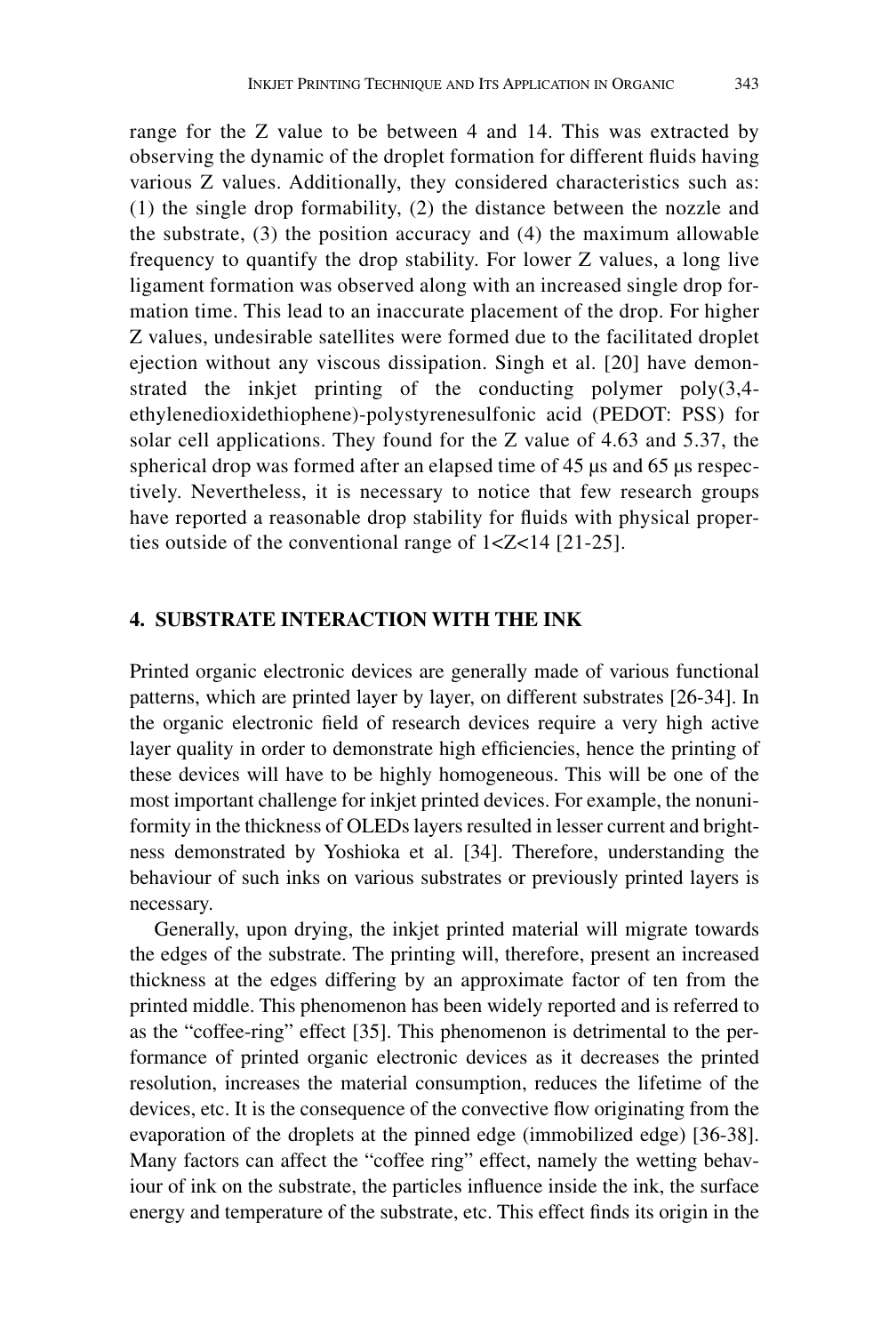range for the Z value to be between 4 and 14. This was extracted by observing the dynamic of the droplet formation for different fluids having various Z values. Additionally, they considered characteristics such as: (1) the single drop formability, (2) the distance between the nozzle and the substrate, (3) the position accuracy and (4) the maximum allowable frequency to quantify the drop stability. For lower Z values, a long live ligament formation was observed along with an increased single drop formation time. This lead to an inaccurate placement of the drop. For higher Z values, undesirable satellites were formed due to the facilitated droplet ejection without any viscous dissipation. Singh et al. [20] have demonstrated the inkjet printing of the conducting polymer poly(3,4-ethylenedioxidethiophene)-polystyrenesulfonic acid (PEDOT: PSS) for solar cell applications. They found for the Z value of 4.63 and 5.37, the spherical drop was formed after an elapsed time of 45 μs and 65 μs respectively. Nevertheless, it is necessary to notice that few research groups have reported a reasonable drop stability for fluids with physical properties outside of the conventional range of $1<Z<14$ [21-25].

## 4. SUBSTRATE INTERACTION WITH THE INK

Printed organic electronic devices are generally made of various functional patterns, which are printed layer by layer, on different substrates [26-34]. In the organic electronic field of research devices require a very high active layer quality in order to demonstrate high efficiencies, hence the printing of these devices will have to be highly homogeneous. This will be one of the most important challenge for inkjet printed devices. For example, the nonuniformity in the thickness of OLEDs layers resulted in lesser current and brightness demonstrated by Yoshioka et al. [34]. Therefore, understanding the behaviour of such inks on various substrates or previously printed layers is necessary.

Generally, upon drying, the inkjet printed material will migrate towards the edges of the substrate. The printing will, therefore, present an increased thickness at the edges differing by an approximate factor of ten from the printed middle. This phenomenon has been widely reported and is referred to as the "coffee-ring" effect [35]. This phenomenon is detrimental to the performance of printed organic electronic devices as it decreases the printed resolution, increases the material consumption, reduces the lifetime of the devices, etc. It is the consequence of the convective flow originating from the evaporation of the droplets at the pinned edge (immobilized edge) [36-38]. Many factors can affect the "coffee ring" effect, namely the wetting behaviour of ink on the substrate, the particles influence inside the ink, the surface energy and temperature of the substrate, etc. This effect finds its origin in the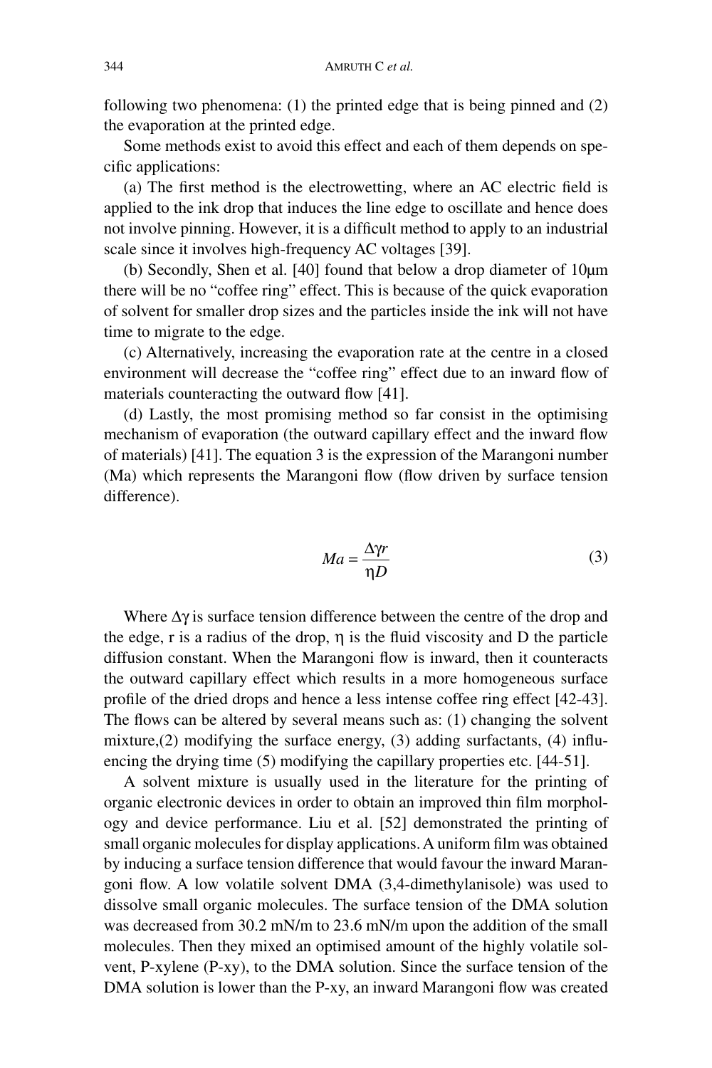following two phenomena: (1) the printed edge that is being pinned and (2) the evaporation at the printed edge.

Some methods exist to avoid this effect and each of them depends on specific applications:

(a) The first method is the electrowetting, where an AC electric field is applied to the ink drop that induces the line edge to oscillate and hence does not involve pinning. However, it is a difficult method to apply to an industrial scale since it involves high-frequency AC voltages [39].

(b) Secondly, Shen et al. [40] found that below a drop diameter of 10μm there will be no "coffee ring" effect. This is because of the quick evaporation of solvent for smaller drop sizes and the particles inside the ink will not have time to migrate to the edge.

(c) Alternatively, increasing the evaporation rate at the centre in a closed environment will decrease the "coffee ring" effect due to an inward flow of materials counteracting the outward flow [41].

(d) Lastly, the most promising method so far consist in the optimising mechanism of evaporation (the outward capillary effect and the inward flow of materials) [41]. The equation 3 is the expression of the Marangoni number (Ma) which represents the Marangoni flow (flow driven by surface tension difference).

$$Ma = \frac{\Delta\gamma r}{\eta D} \tag{3}$$

Where $\Delta\gamma$ is surface tension difference between the centre of the drop and the edge, r is a radius of the drop, $\eta$ is the fluid viscosity and D the particle diffusion constant. When the Marangoni flow is inward, then it counteracts the outward capillary effect which results in a more homogeneous surface profile of the dried drops and hence a less intense coffee ring effect [42-43]. The flows can be altered by several means such as: (1) changing the solvent mixture,(2) modifying the surface energy, (3) adding surfactants, (4) influencing the drying time (5) modifying the capillary properties etc. [44-51].

A solvent mixture is usually used in the literature for the printing of organic electronic devices in order to obtain an improved thin film morphology and device performance. Liu et al. [52] demonstrated the printing of small organic molecules for display applications. A uniform film was obtained by inducing a surface tension difference that would favour the inward Marangoni flow. A low volatile solvent DMA (3,4-dimethylanisole) was used to dissolve small organic molecules. The surface tension of the DMA solution was decreased from 30.2 mN/m to 23.6 mN/m upon the addition of the small molecules. Then they mixed an optimised amount of the highly volatile solvent, P-xylene (P-xy), to the DMA solution. Since the surface tension of the DMA solution is lower than the P-xy, an inward Marangoni flow was created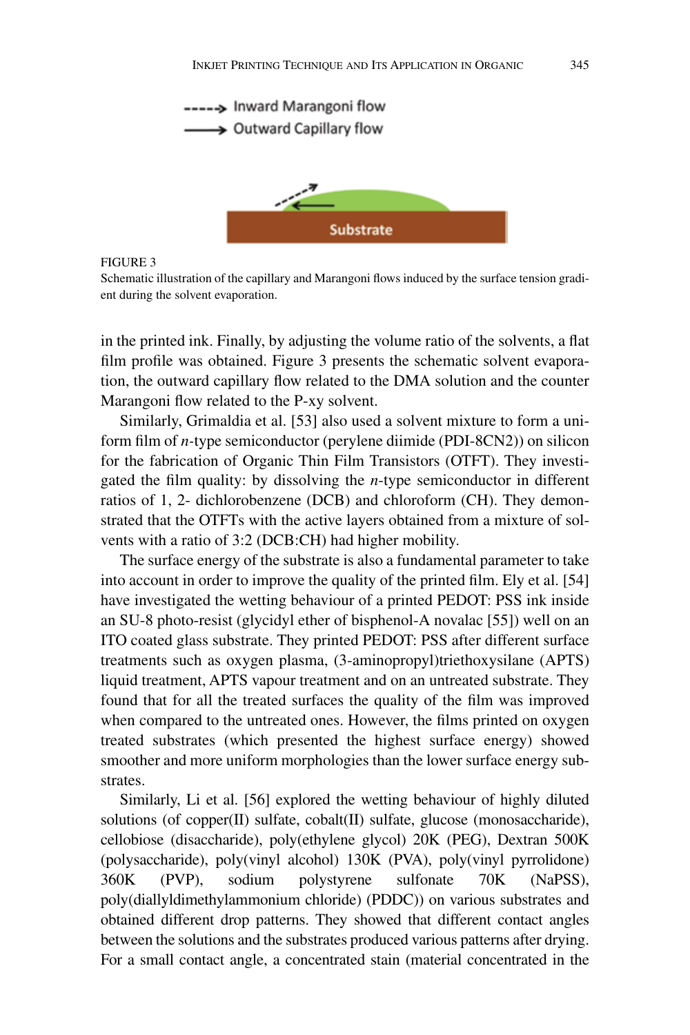FIGURE 3
Schematic illustration of the capillary and Marangoni flows induced by the surface tension gradient during the solvent evaporation.

in the printed ink. Finally, by adjusting the volume ratio of the solvents, a flat film profile was obtained. Figure 3 presents the schematic solvent evaporation, the outward capillary flow related to the DMA solution and the counter Marangoni flow related to the P-xy solvent.

Similarly, Grimaldia et al. [53] also used a solvent mixture to form a uniform film of *n*-type semiconductor (perylene diimide (PDI-8CN2)) on silicon for the fabrication of Organic Thin Film Transistors (OTFT). They investigated the film quality: by dissolving the *n*-type semiconductor in different ratios of 1, 2- dichlorobenzene (DCB) and chloroform (CH). They demonstrated that the OTFTs with the active layers obtained from a mixture of solvents with a ratio of 3:2 (DCB:CH) had higher mobility.

The surface energy of the substrate is also a fundamental parameter to take into account in order to improve the quality of the printed film. Ely et al. [54] have investigated the wetting behaviour of a printed PEDOT: PSS ink inside an SU-8 photo-resist (glycidyl ether of bisphenol-A novalac [55]) well on an ITO coated glass substrate. They printed PEDOT: PSS after different surface treatments such as oxygen plasma, (3-aminopropyl)triethoxysilane (APTS) liquid treatment, APTS vapour treatment and on an untreated substrate. They found that for all the treated surfaces the quality of the film was improved when compared to the untreated ones. However, the films printed on oxygen treated substrates (which presented the highest surface energy) showed smoother and more uniform morphologies than the lower surface energy substrates.

Similarly, Li et al. [56] explored the wetting behaviour of highly diluted solutions (of copper(II) sulfate, cobalt(II) sulfate, glucose (monosaccharide), cellobiose (disaccharide), poly(ethylene glycol) 20K (PEG), Dextran 500K (polysaccharide), poly(vinyl alcohol) 130K (PVA), poly(vinyl pyrrolidone) 360K (PVP), sodium polystyrene sulfonate 70K (NaPSS), poly(diallyldimethylammonium chloride) (PDDC)) on various substrates and obtained different drop patterns. They showed that different contact angles between the solutions and the substrates produced various patterns after drying. For a small contact angle, a concentrated stain (material concentrated in the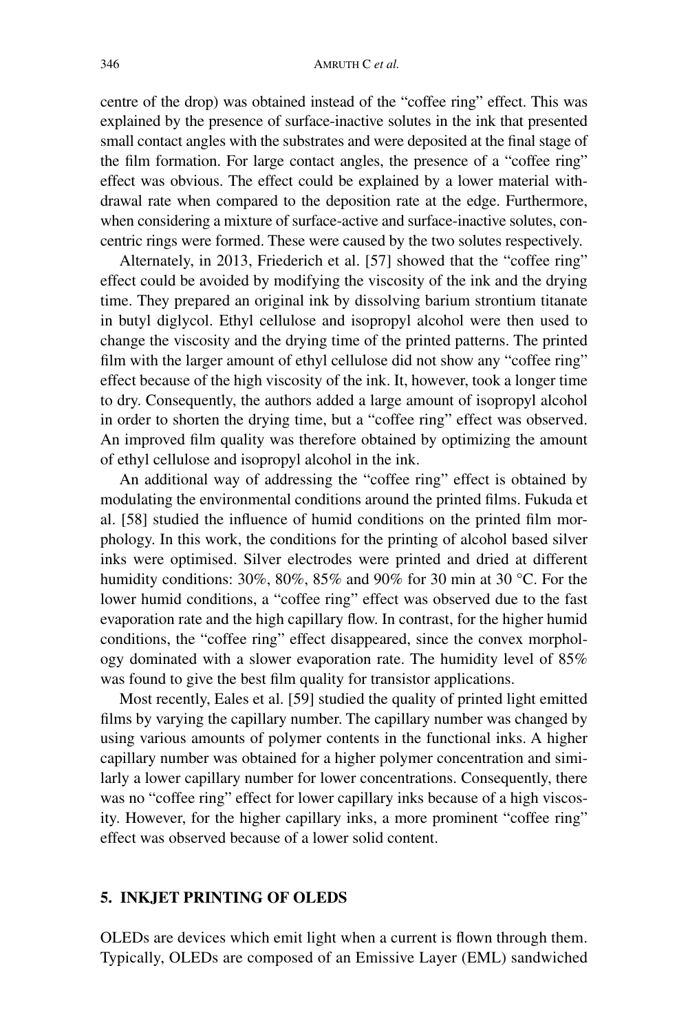centre of the drop) was obtained instead of the "coffee ring" effect. This was explained by the presence of surface-inactive solutes in the ink that presented small contact angles with the substrates and were deposited at the final stage of the film formation. For large contact angles, the presence of a "coffee ring" effect was obvious. The effect could be explained by a lower material withdrawal rate when compared to the deposition rate at the edge. Furthermore, when considering a mixture of surface-active and surface-inactive solutes, concentric rings were formed. These were caused by the two solutes respectively.

Alternately, in 2013, Friederich et al. [57] showed that the "coffee ring" effect could be avoided by modifying the viscosity of the ink and the drying time. They prepared an original ink by dissolving barium strontium titanate in butyl diglycol. Ethyl cellulose and isopropyl alcohol were then used to change the viscosity and the drying time of the printed patterns. The printed film with the larger amount of ethyl cellulose did not show any "coffee ring" effect because of the high viscosity of the ink. It, however, took a longer time to dry. Consequently, the authors added a large amount of isopropyl alcohol in order to shorten the drying time, but a "coffee ring" effect was observed. An improved film quality was therefore obtained by optimizing the amount of ethyl cellulose and isopropyl alcohol in the ink.

An additional way of addressing the "coffee ring" effect is obtained by modulating the environmental conditions around the printed films. Fukuda et al. [58] studied the influence of humid conditions on the printed film morphology. In this work, the conditions for the printing of alcohol based silver inks were optimised. Silver electrodes were printed and dried at different humidity conditions: 30%, 80%, 85% and 90% for 30 min at 30 °C. For the lower humid conditions, a "coffee ring" effect was observed due to the fast evaporation rate and the high capillary flow. In contrast, for the higher humid conditions, the "coffee ring" effect disappeared, since the convex morphology dominated with a slower evaporation rate. The humidity level of 85% was found to give the best film quality for transistor applications.

Most recently, Eales et al. [59] studied the quality of printed light emitted films by varying the capillary number. The capillary number was changed by using various amounts of polymer contents in the functional inks. A higher capillary number was obtained for a higher polymer concentration and similarly a lower capillary number for lower concentrations. Consequently, there was no "coffee ring" effect for lower capillary inks because of a high viscosity. However, for the higher capillary inks, a more prominent "coffee ring" effect was observed because of a lower solid content.

## 5. INKJET PRINTING OF OLEDS

OLEDs are devices which emit light when a current is flown through them. Typically, OLEDs are composed of an Emissive Layer (EML) sandwiched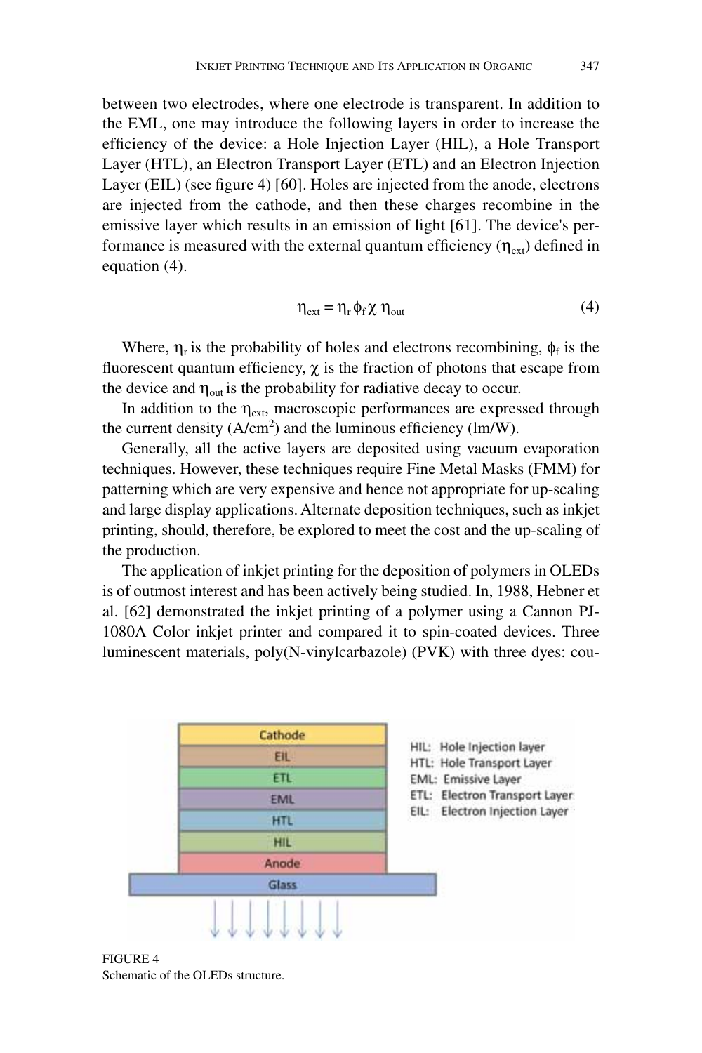between two electrodes, where one electrode is transparent. In addition to the EML, one may introduce the following layers in order to increase the efficiency of the device: a Hole Injection Layer (HIL), a Hole Transport Layer (HTL), an Electron Transport Layer (ETL) and an Electron Injection Layer (EIL) (see figure 4) [60]. Holes are injected from the anode, electrons are injected from the cathode, and then these charges recombine in the emissive layer which results in an emission of light [61]. The device's performance is measured with the external quantum efficiency ($\eta_{ext}$) defined in equation (4).

$$\eta_{ext} = \eta_r \phi_f \chi \eta_{out} \tag{4}$$

Where, $\eta_r$ is the probability of holes and electrons recombining, $\phi_f$ is the fluorescent quantum efficiency, $\chi$ is the fraction of photons that escape from the device and $\eta_{out}$ is the probability for radiative decay to occur.

In addition to the $\eta_{ext}$, macroscopic performances are expressed through the current density ($A/cm^2$) and the luminous efficiency (lm/W).

Generally, all the active layers are deposited using vacuum evaporation techniques. However, these techniques require Fine Metal Masks (FMM) for patterning which are very expensive and hence not appropriate for up-scaling and large display applications. Alternate deposition techniques, such as inkjet printing, should, therefore, be explored to meet the cost and the up-scaling of the production.

The application of inkjet printing for the deposition of polymers in OLEDs is of outmost interest and has been actively being studied. In, 1988, Hebner et al. [62] demonstrated the inkjet printing of a polymer using a Cannon PJ-1080A Color inkjet printer and compared it to spin-coated devices. Three luminescent materials, poly(N-vinylcarbazole) (PVK) with three dyes: cou-

| Cathode |
|---|
| EIL |
| ETL |
| EML |
| HTL |
| HIL |
| Anode |
| Glass |

HIL: Hole Injection layer
HTL: Hole Transport Layer
EML: Emissive Layer
ETL: Electron Transport Layer
EIL: Electron Injection Layer

FIGURE 4
Schematic of the OLEDs structure.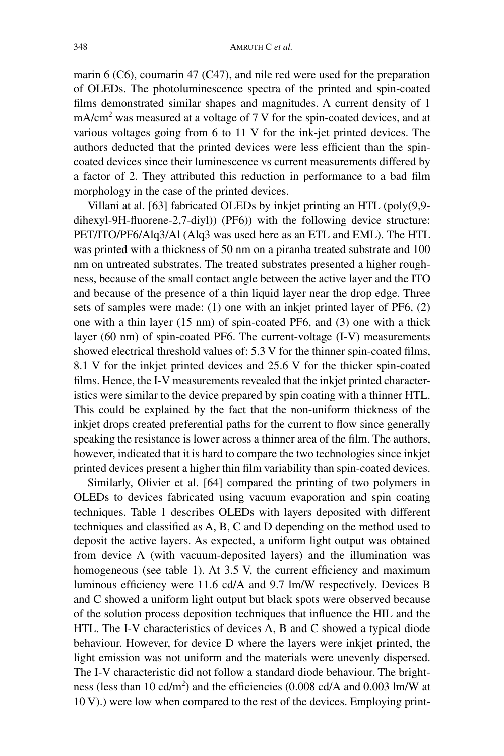marin 6 (C6), coumarin 47 (C47), and nile red were used for the preparation of OLEDs. The photoluminescence spectra of the printed and spin-coated films demonstrated similar shapes and magnitudes. A current density of 1 mA/cm$^2$ was measured at a voltage of 7 V for the spin-coated devices, and at various voltages going from 6 to 11 V for the ink-jet printed devices. The authors deducted that the printed devices were less efficient than the spin-coated devices since their luminescence vs current measurements differed by a factor of 2. They attributed this reduction in performance to a bad film morphology in the case of the printed devices.

Villani at al. [63] fabricated OLEDs by inkjet printing an HTL (poly(9,9-dihexyl-9H-fluorene-2,7-diyl)) (PF6)) with the following device structure: PET/ITO/PF6/Alq3/Al (Alq3 was used here as an ETL and EML). The HTL was printed with a thickness of 50 nm on a piranha treated substrate and 100 nm on untreated substrates. The treated substrates presented a higher roughness, because of the small contact angle between the active layer and the ITO and because of the presence of a thin liquid layer near the drop edge. Three sets of samples were made: (1) one with an inkjet printed layer of PF6, (2) one with a thin layer (15 nm) of spin-coated PF6, and (3) one with a thick layer (60 nm) of spin-coated PF6. The current-voltage (I-V) measurements showed electrical threshold values of: 5.3 V for the thinner spin-coated films, 8.1 V for the inkjet printed devices and 25.6 V for the thicker spin-coated films. Hence, the I-V measurements revealed that the inkjet printed characteristics were similar to the device prepared by spin coating with a thinner HTL. This could be explained by the fact that the non-uniform thickness of the inkjet drops created preferential paths for the current to flow since generally speaking the resistance is lower across a thinner area of the film. The authors, however, indicated that it is hard to compare the two technologies since inkjet printed devices present a higher thin film variability than spin-coated devices.

Similarly, Olivier et al. [64] compared the printing of two polymers in OLEDs to devices fabricated using vacuum evaporation and spin coating techniques. Table 1 describes OLEDs with layers deposited with different techniques and classified as A, B, C and D depending on the method used to deposit the active layers. As expected, a uniform light output was obtained from device A (with vacuum-deposited layers) and the illumination was homogeneous (see table 1). At 3.5 V, the current efficiency and maximum luminous efficiency were 11.6 cd/A and 9.7 lm/W respectively. Devices B and C showed a uniform light output but black spots were observed because of the solution process deposition techniques that influence the HIL and the HTL. The I-V characteristics of devices A, B and C showed a typical diode behaviour. However, for device D where the layers were inkjet printed, the light emission was not uniform and the materials were unevenly dispersed. The I-V characteristic did not follow a standard diode behaviour. The brightness (less than 10 cd/m$^2$) and the efficiencies (0.008 cd/A and 0.003 lm/W at 10 V).) were low when compared to the rest of the devices. Employing print-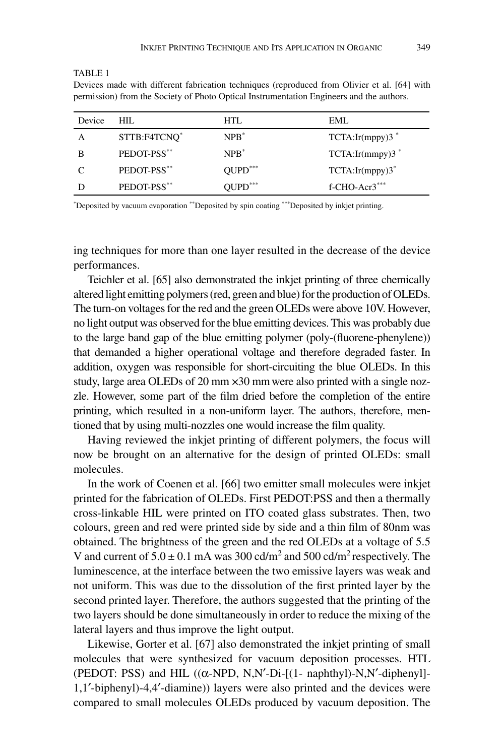TABLE 1

Devices made with different fabrication techniques (reproduced from Olivier et al. [64] with permission) from the Society of Photo Optical Instrumentation Engineers and the authors.

| Device | HIL | HTL | EML |
|---|---|---|---|
| A | STTB:F4TCNQ* | NPB* | TCTA:Ir(mppy)3 * |
| B | PEDOT-PSS** | NPB* | TCTA:Ir(mmpy)3 * |
| C | PEDOT-PSS** | QUPD*** | TCTA:Ir(mppy)3* |
| D | PEDOT-PSS** | QUPD*** | f-CHO-Acr3*** |

*Deposited by vacuum evaporation **Deposited by spin coating ***Deposited by inkjet printing.

ing techniques for more than one layer resulted in the decrease of the device performances.

Teichler et al. [65] also demonstrated the inkjet printing of three chemically altered light emitting polymers (red, green and blue) for the production of OLEDs. The turn-on voltages for the red and the green OLEDs were above 10V. However, no light output was observed for the blue emitting devices. This was probably due to the large band gap of the blue emitting polymer (poly-(fluorene-phenylene)) that demanded a higher operational voltage and therefore degraded faster. In addition, oxygen was responsible for short-circuiting the blue OLEDs. In this study, large area OLEDs of 20 mm ×30 mm were also printed with a single nozzle. However, some part of the film dried before the completion of the entire printing, which resulted in a non-uniform layer. The authors, therefore, mentioned that by using multi-nozzles one would increase the film quality.

Having reviewed the inkjet printing of different polymers, the focus will now be brought on an alternative for the design of printed OLEDs: small molecules.

In the work of Coenen et al. [66] two emitter small molecules were inkjet printed for the fabrication of OLEDs. First PEDOT:PSS and then a thermally cross-linkable HIL were printed on ITO coated glass substrates. Then, two colours, green and red were printed side by side and a thin film of 80nm was obtained. The brightness of the green and the red OLEDs at a voltage of 5.5 V and current of $5.0 \pm 0.1$ mA was 300 cd/m$^2$ and 500 cd/m$^2$ respectively. The luminescence, at the interface between the two emissive layers was weak and not uniform. This was due to the dissolution of the first printed layer by the second printed layer. Therefore, the authors suggested that the printing of the two layers should be done simultaneously in order to reduce the mixing of the lateral layers and thus improve the light output.

Likewise, Gorter et al. [67] also demonstrated the inkjet printing of small molecules that were synthesized for vacuum deposition processes. HTL (PEDOT: PSS) and HIL ((α-NPD, N,N′-Di-[(1- naphthyl)-N,N′-diphenyl]-1,1′-biphenyl)-4,4′-diamine)) layers were also printed and the devices were compared to small molecules OLEDs produced by vacuum deposition. The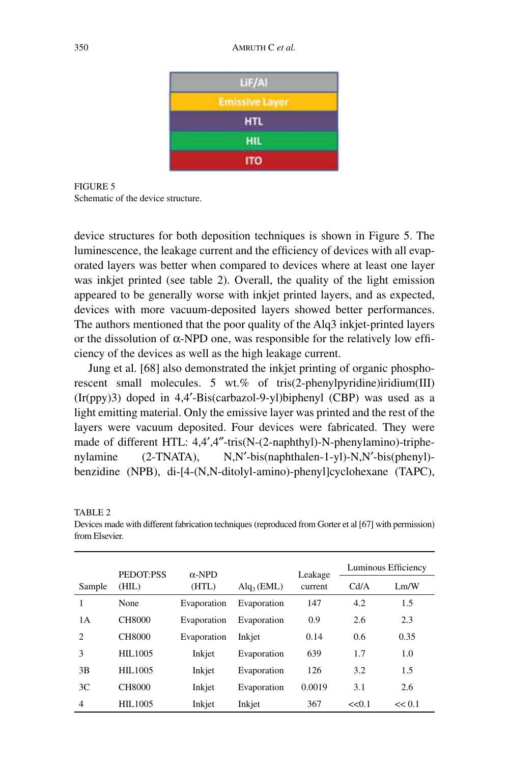FIGURE 5
Schematic of the device structure.

device structures for both deposition techniques is shown in Figure 5. The luminescence, the leakage current and the efficiency of devices with all evaporated layers was better when compared to devices where at least one layer was inkjet printed (see table 2). Overall, the quality of the light emission appeared to be generally worse with inkjet printed layers, and as expected, devices with more vacuum-deposited layers showed better performances. The authors mentioned that the poor quality of the Alq3 inkjet-printed layers or the dissolution of α-NPD one, was responsible for the relatively low efficiency of the devices as well as the high leakage current.

Jung et al. [68] also demonstrated the inkjet printing of organic phosphorescent small molecules. 5 wt.% of tris(2-phenylpyridine)iridium(III) (Ir(ppy)3) doped in 4,4′-Bis(carbazol-9-yl)biphenyl (CBP) was used as a light emitting material. Only the emissive layer was printed and the rest of the layers were vacuum deposited. Four devices were fabricated. They were made of different HTL: 4,4′,4″-tris(N-(2-naphthyl)-N-phenylamino)-triphenylamine (2-TNATA), N,N′-bis(naphthalen-1-yl)-N,N′-bis(phenyl)-benzidine (NPB), di-[4-(N,N-ditolyl-amino)-phenyl]cyclohexane (TAPC),

TABLE 2
Devices made with different fabrication techniques (reproduced from Gorter et al [67] with permission) from Elsevier.

| Sample | PEDOT:PSS (HIL) | α-NPD (HTL) | $Alq_3$ (EML) | Leakage current | Luminous Efficiency | |
|---|---|---|---|---|---|---|
| | | | | | Cd/A | Lm/W |
| 1 | None | Evaporation | Evaporation | 147 | 4.2 | 1.5 |
| 1A | CH8000 | Evaporation | Evaporation | 0.9 | 2.6 | 2.3 |
| 2 | CH8000 | Evaporation | Inkjet | 0.14 | 0.6 | 0.35 |
| 3 | HIL1005 | Inkjet | Evaporation | 639 | 1.7 | 1.0 |
| 3B | HIL1005 | Inkjet | Evaporation | 126 | 3.2 | 1.5 |
| 3C | CH8000 | Inkjet | Evaporation | 0.0019 | 3.1 | 2.6 |
| 4 | HIL1005 | Inkjet | Inkjet | 367 | <<0.1 | << 0.1 |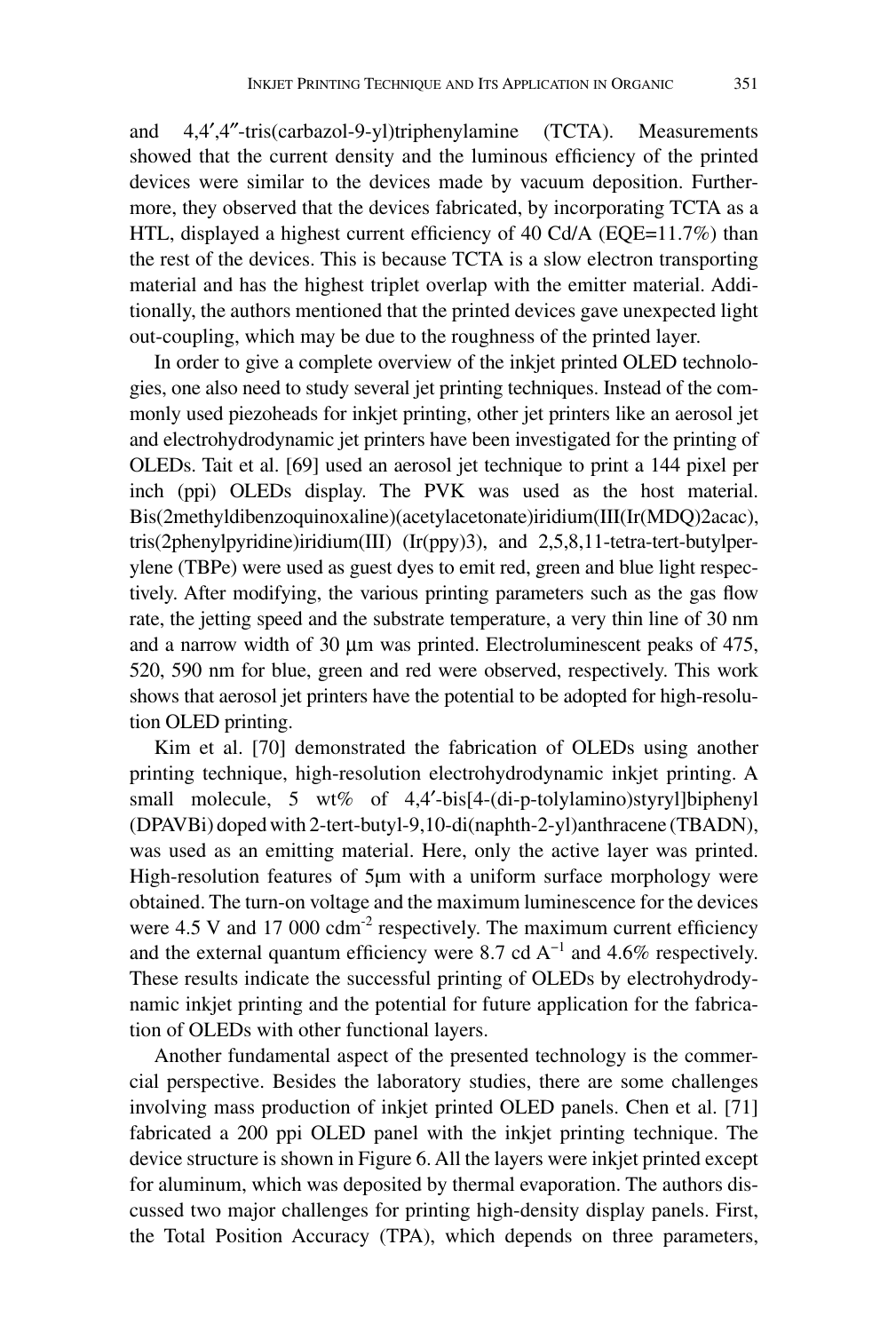and 4,4′,4″-tris(carbazol-9-yl)triphenylamine (TCTA). Measurements showed that the current density and the luminous efficiency of the printed devices were similar to the devices made by vacuum deposition. Furthermore, they observed that the devices fabricated, by incorporating TCTA as a HTL, displayed a highest current efficiency of 40 Cd/A (EQE=11.7%) than the rest of the devices. This is because TCTA is a slow electron transporting material and has the highest triplet overlap with the emitter material. Additionally, the authors mentioned that the printed devices gave unexpected light out-coupling, which may be due to the roughness of the printed layer.

In order to give a complete overview of the inkjet printed OLED technologies, one also need to study several jet printing techniques. Instead of the commonly used piezoheads for inkjet printing, other jet printers like an aerosol jet and electrohydrodynamic jet printers have been investigated for the printing of OLEDs. Tait et al. [69] used an aerosol jet technique to print a 144 pixel per inch (ppi) OLEDs display. The PVK was used as the host material. Bis(2methyldibenzoquinoxaline)(acetylacetonate)iridium(III(Ir(MDQ)2acac), tris(2phenylpyridine)iridium(III) (Ir(ppy)3), and 2,5,8,11-tetra-tert-butylperylene (TBPe) were used as guest dyes to emit red, green and blue light respectively. After modifying, the various printing parameters such as the gas flow rate, the jetting speed and the substrate temperature, a very thin line of 30 nm and a narrow width of 30 µm was printed. Electroluminescent peaks of 475, 520, 590 nm for blue, green and red were observed, respectively. This work shows that aerosol jet printers have the potential to be adopted for high-resolution OLED printing.

Kim et al. [70] demonstrated the fabrication of OLEDs using another printing technique, high-resolution electrohydrodynamic inkjet printing. A small molecule, 5 wt% of 4,4′-bis[4-(di-p-tolylamino)styryl]biphenyl (DPAVBi) doped with 2-tert-butyl-9,10-di(naphth-2-yl)anthracene (TBADN), was used as an emitting material. Here, only the active layer was printed. High-resolution features of 5µm with a uniform surface morphology were obtained. The turn-on voltage and the maximum luminescence for the devices were 4.5 V and 17 000 cdm$^{-2}$ respectively. The maximum current efficiency and the external quantum efficiency were 8.7 cd A$^{-1}$ and 4.6% respectively. These results indicate the successful printing of OLEDs by electrohydrodynamic inkjet printing and the potential for future application for the fabrication of OLEDs with other functional layers.

Another fundamental aspect of the presented technology is the commercial perspective. Besides the laboratory studies, there are some challenges involving mass production of inkjet printed OLED panels. Chen et al. [71] fabricated a 200 ppi OLED panel with the inkjet printing technique. The device structure is shown in Figure 6. All the layers were inkjet printed except for aluminum, which was deposited by thermal evaporation. The authors discussed two major challenges for printing high-density display panels. First, the Total Position Accuracy (TPA), which depends on three parameters,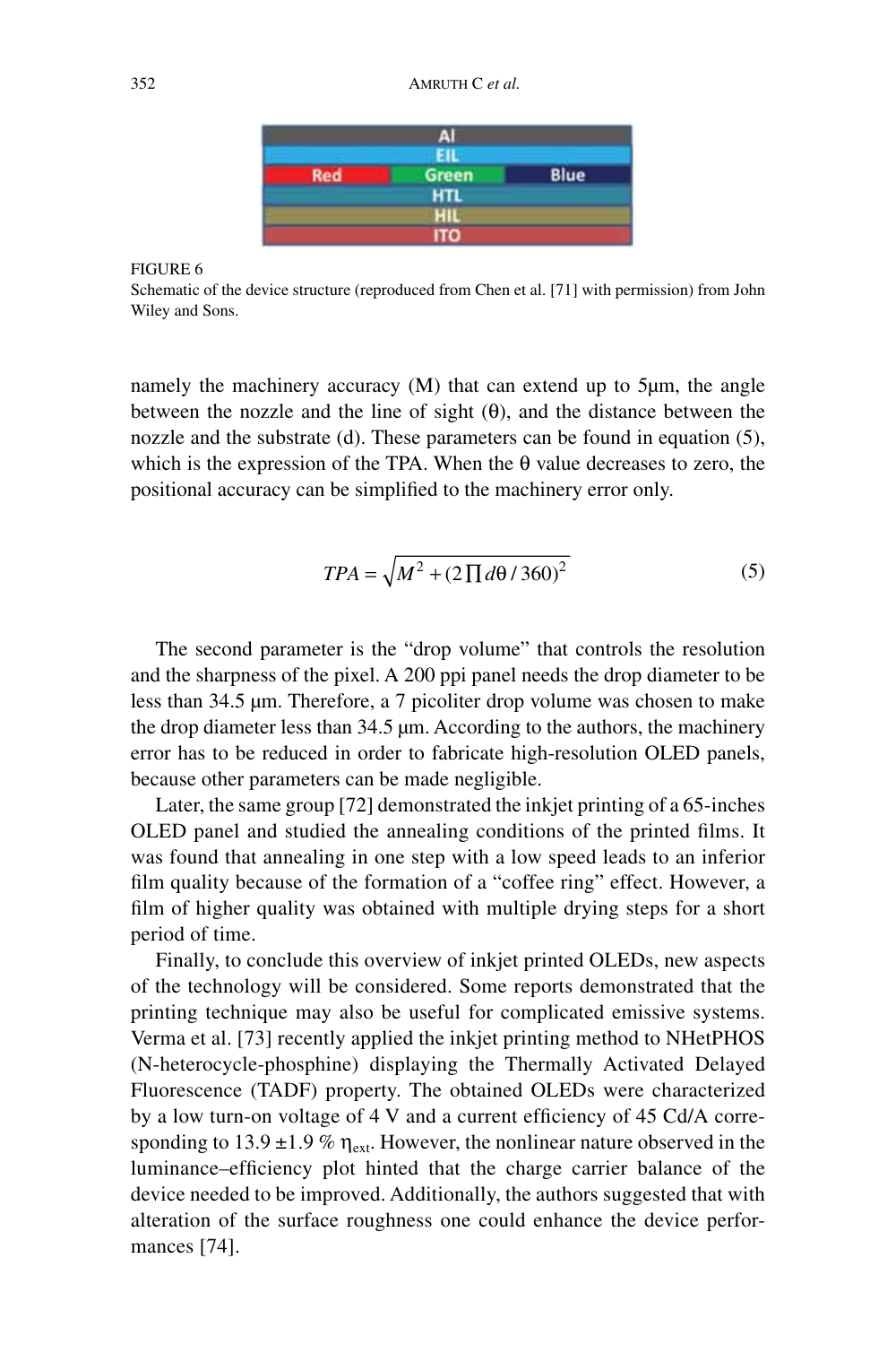FIGURE 6
Schematic of the device structure (reproduced from Chen et al. [71] with permission) from John Wiley and Sons.

namely the machinery accuracy (M) that can extend up to 5μm, the angle between the nozzle and the line of sight (θ), and the distance between the nozzle and the substrate (d). These parameters can be found in equation (5), which is the expression of the TPA. When the θ value decreases to zero, the positional accuracy can be simplified to the machinery error only.

$$TPA = \sqrt{M^2 + (2\prod d\theta / 360)^2} \tag{5}$$

The second parameter is the "drop volume" that controls the resolution and the sharpness of the pixel. A 200 ppi panel needs the drop diameter to be less than 34.5 μm. Therefore, a 7 picoliter drop volume was chosen to make the drop diameter less than 34.5 μm. According to the authors, the machinery error has to be reduced in order to fabricate high-resolution OLED panels, because other parameters can be made negligible.

Later, the same group [72] demonstrated the inkjet printing of a 65-inches OLED panel and studied the annealing conditions of the printed films. It was found that annealing in one step with a low speed leads to an inferior film quality because of the formation of a "coffee ring" effect. However, a film of higher quality was obtained with multiple drying steps for a short period of time.

Finally, to conclude this overview of inkjet printed OLEDs, new aspects of the technology will be considered. Some reports demonstrated that the printing technique may also be useful for complicated emissive systems. Verma et al. [73] recently applied the inkjet printing method to NHetPHOS (N-heterocycle-phosphine) displaying the Thermally Activated Delayed Fluorescence (TADF) property. The obtained OLEDs were characterized by a low turn-on voltage of 4 V and a current efficiency of 45 Cd/A corresponding to 13.9 ±1.9 % $\eta_{ext}$. However, the nonlinear nature observed in the luminance–efficiency plot hinted that the charge carrier balance of the device needed to be improved. Additionally, the authors suggested that with alteration of the surface roughness one could enhance the device performances [74].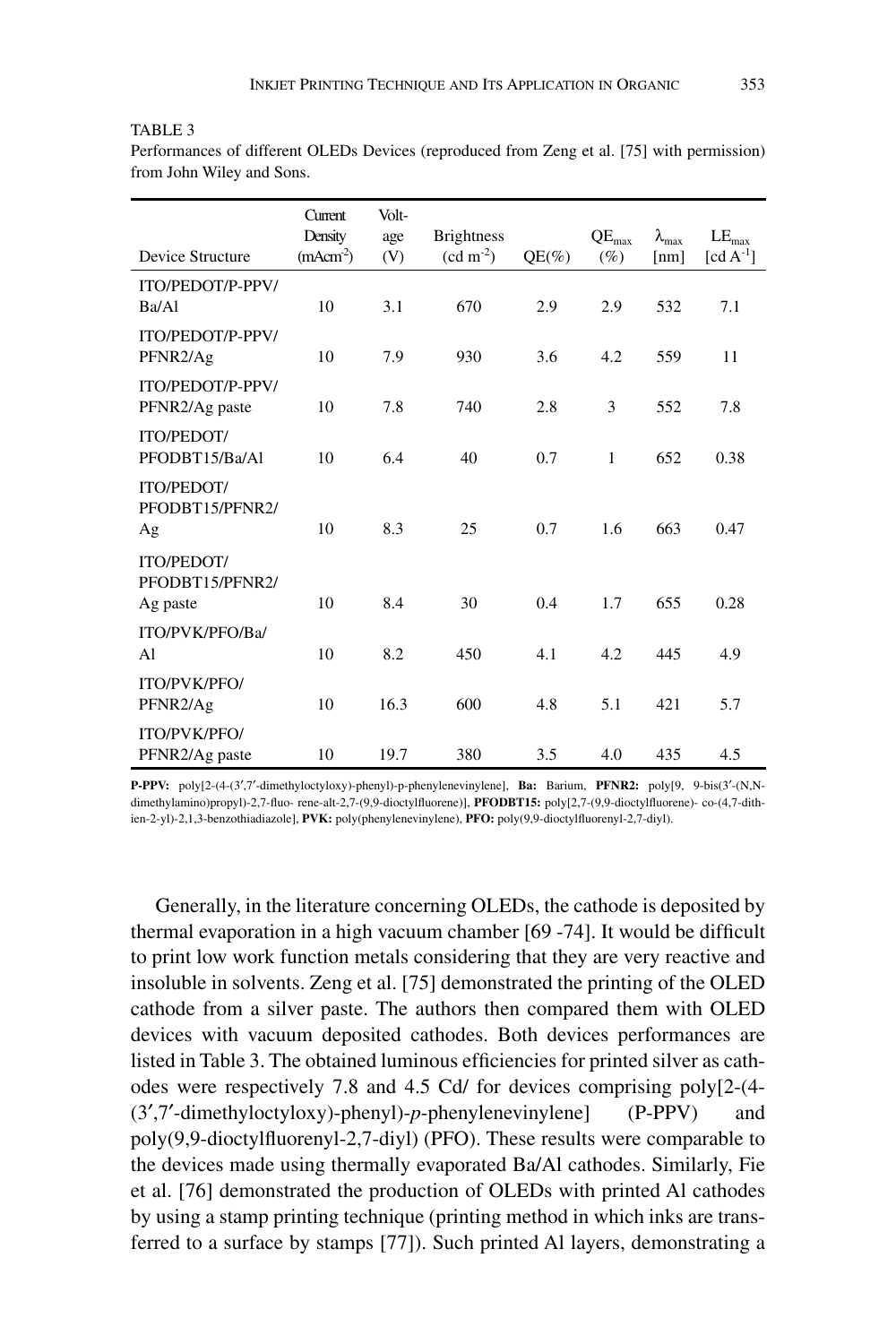TABLE 3

Performances of different OLEDs Devices (reproduced from Zeng et al. [75] with permission) from John Wiley and Sons.

| Device Structure | Current Density ($mAcm^{-2}$) | Voltage (V) | Brightness ($cd\ m^{-2}$) | QE(%) | $QE_{max}$ (%) | $\lambda_{max}$ [nm] | $LE_{max}$ [$cd\ A^{-1}$] |
|---|---|---|---|---|---|---|---|
| ITO/PEDOT/P-PPV/Ba/Al | 10 | 3.1 | 670 | 2.9 | 2.9 | 532 | 7.1 |
| ITO/PEDOT/P-PPV/PFNR2/Ag | 10 | 7.9 | 930 | 3.6 | 4.2 | 559 | 11 |
| ITO/PEDOT/P-PPV/PFNR2/Ag paste | 10 | 7.8 | 740 | 2.8 | 3 | 552 | 7.8 |
| ITO/PEDOT/PFODBT15/Ba/Al | 10 | 6.4 | 40 | 0.7 | 1 | 652 | 0.38 |
| ITO/PEDOT/PFODBT15/PFNR2/Ag | 10 | 8.3 | 25 | 0.7 | 1.6 | 663 | 0.47 |
| ITO/PEDOT/PFODBT15/PFNR2/Ag paste | 10 | 8.4 | 30 | 0.4 | 1.7 | 655 | 0.28 |
| ITO/PVK/PFO/Ba/Al | 10 | 8.2 | 450 | 4.1 | 4.2 | 445 | 4.9 |
| ITO/PVK/PFO/PFNR2/Ag | 10 | 16.3 | 600 | 4.8 | 5.1 | 421 | 5.7 |
| ITO/PVK/PFO/PFNR2/Ag paste | 10 | 19.7 | 380 | 3.5 | 4.0 | 435 | 4.5 |

**P-PPV:** poly[2-(4-(3′,7′-dimethyloctyloxy)-phenyl)-p-phenylenevinylene], **Ba:** Barium, **PFNR2:** poly[9, 9-bis(3′-(N,N-dimethylamino)propyl)-2,7-fluo- rene-alt-2,7-(9,9-dioctylfluorene)], **PFODBT15:** poly[2,7-(9,9-dioctylfluorene)- co-(4,7-dithien-2-yl)-2,1,3-benzothiadiazole], **PVK:** poly(phenylenevinylene), **PFO:** poly(9,9-dioctylfluorenyl-2,7-diyl).

Generally, in the literature concerning OLEDs, the cathode is deposited by thermal evaporation in a high vacuum chamber [69 -74]. It would be difficult to print low work function metals considering that they are very reactive and insoluble in solvents. Zeng et al. [75] demonstrated the printing of the OLED cathode from a silver paste. The authors then compared them with OLED devices with vacuum deposited cathodes. Both devices performances are listed in Table 3. The obtained luminous efficiencies for printed silver as cathodes were respectively 7.8 and 4.5 Cd/ for devices comprising poly[2-(4-(3′,7′-dimethyloctyloxy)-phenyl)-*p*-phenylenevinylene] (P-PPV) and poly(9,9-dioctylfluorenyl-2,7-diyl) (PFO). These results were comparable to the devices made using thermally evaporated Ba/Al cathodes. Similarly, Fie et al. [76] demonstrated the production of OLEDs with printed Al cathodes by using a stamp printing technique (printing method in which inks are transferred to a surface by stamps [77]). Such printed Al layers, demonstrating a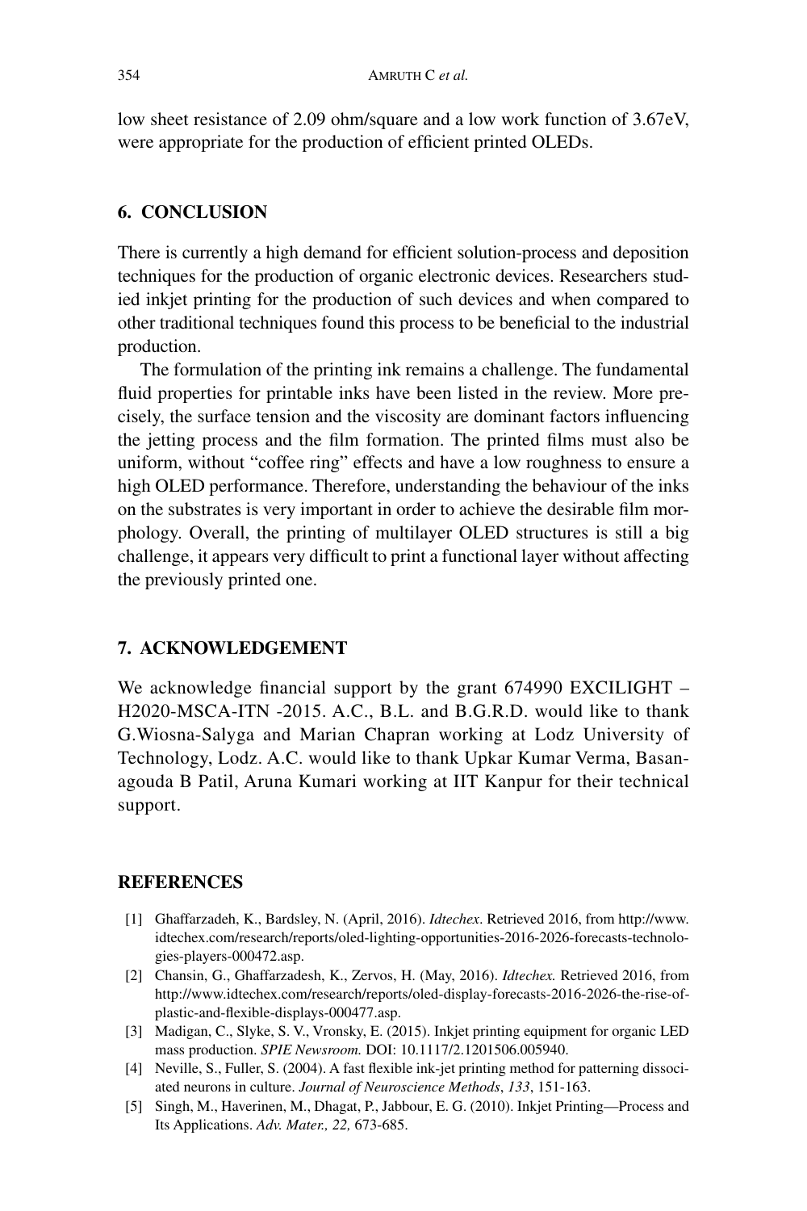low sheet resistance of 2.09 ohm/square and a low work function of 3.67eV, were appropriate for the production of efficient printed OLEDs.

## 6. CONCLUSION

There is currently a high demand for efficient solution-process and deposition techniques for the production of organic electronic devices. Researchers studied inkjet printing for the production of such devices and when compared to other traditional techniques found this process to be beneficial to the industrial production.

The formulation of the printing ink remains a challenge. The fundamental fluid properties for printable inks have been listed in the review. More precisely, the surface tension and the viscosity are dominant factors influencing the jetting process and the film formation. The printed films must also be uniform, without "coffee ring" effects and have a low roughness to ensure a high OLED performance. Therefore, understanding the behaviour of the inks on the substrates is very important in order to achieve the desirable film morphology. Overall, the printing of multilayer OLED structures is still a big challenge, it appears very difficult to print a functional layer without affecting the previously printed one.

## 7. ACKNOWLEDGEMENT

We acknowledge financial support by the grant 674990 EXCILIGHT – H2020-MSCA-ITN -2015. A.C., B.L. and B.G.R.D. would like to thank G.Wiosna-Salyga and Marian Chapran working at Lodz University of Technology, Lodz. A.C. would like to thank Upkar Kumar Verma, Basanagouda B Patil, Aruna Kumari working at IIT Kanpur for their technical support.

## REFERENCES

[1] Ghaffarzadeh, K., Bardsley, N. (April, 2016). *Idtechex*. Retrieved 2016, from http://www.idtechex.com/research/reports/oled-lighting-opportunities-2016-2026-forecasts-technologies-players-000472.asp.

[2] Chansin, G., Ghaffarzadesh, K., Zervos, H. (May, 2016). *Idtechex.* Retrieved 2016, from http://www.idtechex.com/research/reports/oled-display-forecasts-2016-2026-the-rise-of-plastic-and-flexible-displays-000477.asp.

[3] Madigan, C., Slyke, S. V., Vronsky, E. (2015). Inkjet printing equipment for organic LED mass production. *SPIE Newsroom.* DOI: 10.1117/2.1201506.005940.

[4] Neville, S., Fuller, S. (2004). A fast flexible ink-jet printing method for patterning dissociated neurons in culture. *Journal of Neuroscience Methods*, *133*, 151-163.

[5] Singh, M., Haverinen, M., Dhagat, P., Jabbour, E. G. (2010). Inkjet Printing—Process and Its Applications. *Adv. Mater., 22,* 673-685.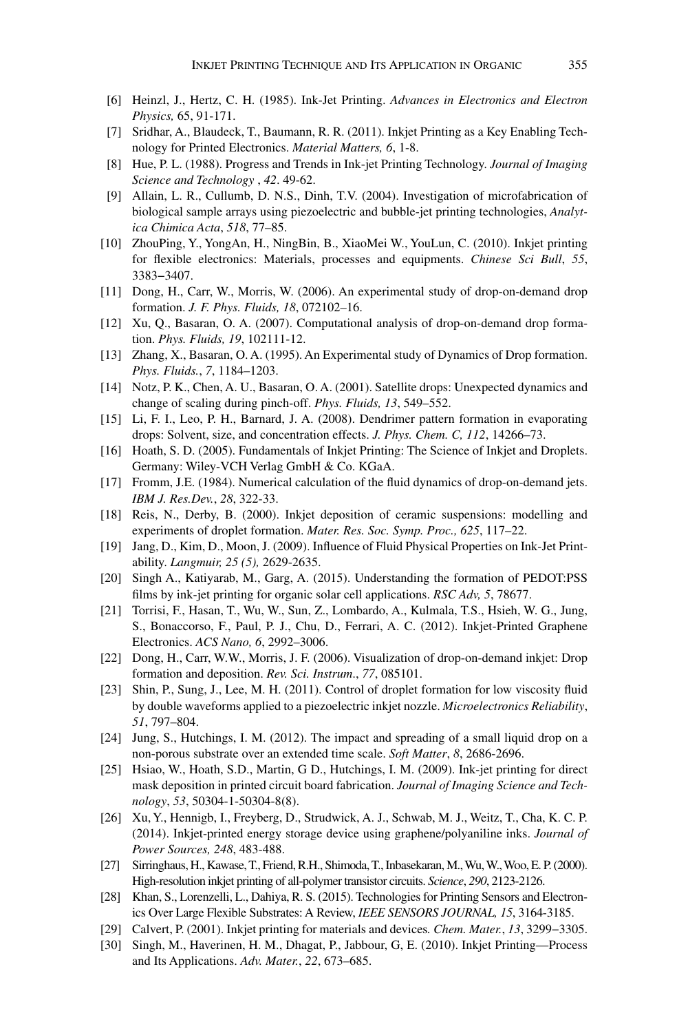[6] Heinzl, J., Hertz, C. H. (1985). Ink-Jet Printing. *Advances in Electronics and Electron Physics,* 65, 91-171.

[7] Sridhar, A., Blaudeck, T., Baumann, R. R. (2011). Inkjet Printing as a Key Enabling Technology for Printed Electronics. *Material Matters, 6*, 1-8.

[8] Hue, P. L. (1988). Progress and Trends in Ink-jet Printing Technology. *Journal of Imaging Science and Technology* , *42*. 49-62.

[9] Allain, L. R., Cullumb, D. N.S., Dinh, T.V. (2004). Investigation of microfabrication of biological sample arrays using piezoelectric and bubble-jet printing technologies, *Analytica Chimica Acta*, *518*, 77–85.

[10] ZhouPing, Y., YongAn, H., NingBin, B., XiaoMei W., YouLun, C. (2010). Inkjet printing for flexible electronics: Materials, processes and equipments. *Chinese Sci Bull*, *55*, 3383−3407.

[11] Dong, H., Carr, W., Morris, W. (2006). An experimental study of drop-on-demand drop formation. *J. F. Phys. Fluids, 18*, 072102–16.

[12] Xu, Q., Basaran, O. A. (2007). Computational analysis of drop-on-demand drop formation. *Phys. Fluids, 19*, 102111-12.

[13] Zhang, X., Basaran, O. A. (1995). An Experimental study of Dynamics of Drop formation. *Phys. Fluids.*, *7*, 1184–1203.

[14] Notz, P. K., Chen, A. U., Basaran, O. A. (2001). Satellite drops: Unexpected dynamics and change of scaling during pinch-off. *Phys. Fluids, 13*, 549–552.

[15] Li, F. I., Leo, P. H., Barnard, J. A. (2008). Dendrimer pattern formation in evaporating drops: Solvent, size, and concentration effects. *J. Phys. Chem. C, 112*, 14266–73.

[16] Hoath, S. D. (2005). Fundamentals of Inkjet Printing: The Science of Inkjet and Droplets. Germany: Wiley-VCH Verlag GmbH & Co. KGaA.

[17] Fromm, J.E. (1984). Numerical calculation of the fluid dynamics of drop-on-demand jets. *IBM J. Res.Dev.*, *28*, 322-33.

[18] Reis, N., Derby, B. (2000). Inkjet deposition of ceramic suspensions: modelling and experiments of droplet formation. *Mater. Res. Soc. Symp. Proc., 625*, 117–22.

[19] Jang, D., Kim, D., Moon, J. (2009). Influence of Fluid Physical Properties on Ink-Jet Printability. *Langmuir, 25 (5),* 2629-2635.

[20] Singh A., Katiyarab, M., Garg, A. (2015). Understanding the formation of PEDOT:PSS films by ink-jet printing for organic solar cell applications. *RSC Adv, 5*, 78677.

[21] Torrisi, F., Hasan, T., Wu, W., Sun, Z., Lombardo, A., Kulmala, T.S., Hsieh, W. G., Jung, S., Bonaccorso, F., Paul, P. J., Chu, D., Ferrari, A. C. (2012). Inkjet-Printed Graphene Electronics. *ACS Nano, 6*, 2992–3006.

[22] Dong, H., Carr, W.W., Morris, J. F. (2006). Visualization of drop-on-demand inkjet: Drop formation and deposition. *Rev. Sci. Instrum.*, *77*, 085101.

[23] Shin, P., Sung, J., Lee, M. H. (2011). Control of droplet formation for low viscosity fluid by double waveforms applied to a piezoelectric inkjet nozzle. *Microelectronics Reliability*, *51*, 797–804.

[24] Jung, S., Hutchings, I. M. (2012). The impact and spreading of a small liquid drop on a non-porous substrate over an extended time scale. *Soft Matter*, *8*, 2686-2696.

[25] Hsiao, W., Hoath, S.D., Martin, G D., Hutchings, I. M. (2009). Ink-jet printing for direct mask deposition in printed circuit board fabrication. *Journal of Imaging Science and Technology*, *53*, 50304-1-50304-8(8).

[26] Xu, Y., Hennigb, I., Freyberg, D., Strudwick, A. J., Schwab, M. J., Weitz, T., Cha, K. C. P. (2014). Inkjet-printed energy storage device using graphene/polyaniline inks. *Journal of Power Sources, 248*, 483-488.

[27] Sirringhaus, H., Kawase, T., Friend, R.H., Shimoda, T., Inbasekaran, M., Wu, W., Woo, E. P. (2000). High-resolution inkjet printing of all-polymer transistor circuits. *Science*, *290*, 2123-2126.

[28] Khan, S., Lorenzelli, L., Dahiya, R. S. (2015). Technologies for Printing Sensors and Electronics Over Large Flexible Substrates: A Review, *IEEE SENSORS JOURNAL, 15*, 3164-3185.

[29] Calvert, P. (2001). Inkjet printing for materials and devices*. Chem. Mater.*, *13*, 3299−3305.

[30] Singh, M., Haverinen, H. M., Dhagat, P., Jabbour, G, E. (2010). Inkjet Printing—Process and Its Applications. *Adv. Mater.*, *22*, 673–685.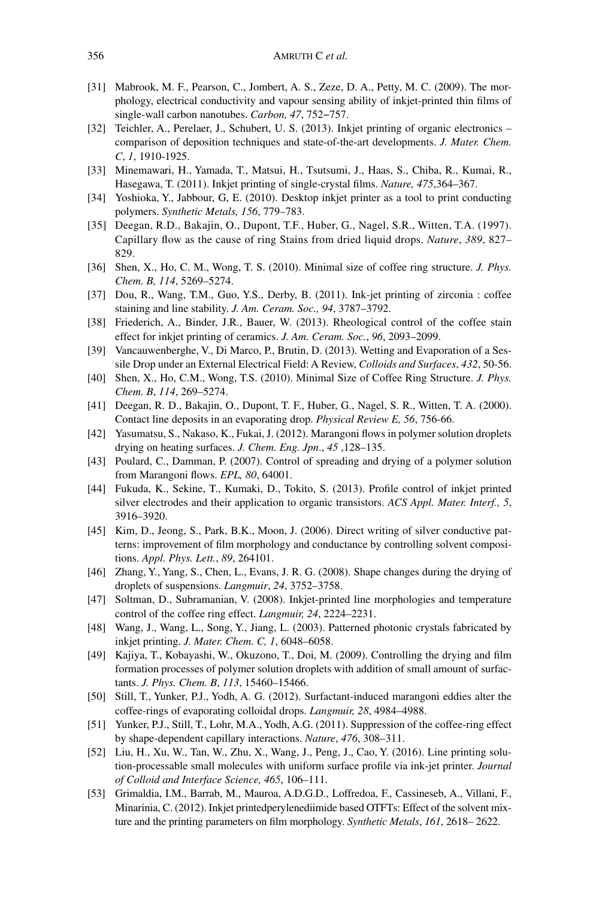[31] Mabrook, M. F., Pearson, C., Jombert, A. S., Zeze, D. A., Petty, M. C. (2009). The morphology, electrical conductivity and vapour sensing ability of inkjet-printed thin films of single-wall carbon nanotubes. *Carbon, 47*, 752–757.

[32] Teichler, A., Perelaer, J., Schubert, U. S. (2013). Inkjet printing of organic electronics – comparison of deposition techniques and state-of-the-art developments. *J. Mater. Chem. C*, *1*, 1910-1925.

[33] Minemawari, H., Yamada, T., Matsui, H., Tsutsumi, J., Haas, S., Chiba, R., Kumai, R., Hasegawa, T. (2011). Inkjet printing of single-crystal films. *Nature, 475*,364–367.

[34] Yoshioka, Y., Jabbour, G, E. (2010). Desktop inkjet printer as a tool to print conducting polymers. *Synthetic Metals, 156*, 779–783.

[35] Deegan, R.D., Bakajin, O., Dupont, T.F., Huber, G., Nagel, S.R., Witten, T.A. (1997). Capillary flow as the cause of ring Stains from dried liquid drops. *Nature*, *389*, 827–829.

[36] Shen, X., Ho, C. M., Wong, T. S. (2010). Minimal size of coffee ring structure. *J. Phys. Chem. B, 114*, 5269–5274.

[37] Dou, R., Wang, T.M., Guo, Y.S., Derby, B. (2011). Ink-jet printing of zirconia : coffee staining and line stability. *J. Am. Ceram. Soc., 94*, 3787–3792.

[38] Friederich, A., Binder, J.R., Bauer, W. (2013). Rheological control of the coffee stain effect for inkjet printing of ceramics. *J. Am. Ceram. Soc.*, *96*, 2093–2099.

[39] Vancauwenberghe, V., Di Marco, P., Brutin, D. (2013). Wetting and Evaporation of a Sessile Drop under an External Electrical Field: A Review, *Colloids and Surfaces*, *432*, 50-56.

[40] Shen, X., Ho, C.M., Wong, T.S. (2010). Minimal Size of Coffee Ring Structure. *J. Phys. Chem. B*, *114*, 269–5274.

[41] Deegan, R. D., Bakajin, O., Dupont, T. F., Huber, G., Nagel, S. R., Witten, T. A. (2000). Contact line deposits in an evaporating drop. *Physical Review E, 56*, 756-66.

[42] Yasumatsu, S., Nakaso, K., Fukai, J. (2012). Marangoni flows in polymer solution droplets drying on heating surfaces. *J. Chem. Eng. Jpn*., *45* ,128–135.

[43] Poulard, C., Damman, P. (2007). Control of spreading and drying of a polymer solution from Marangoni flows. *EPL, 80*, 64001.

[44] Fukuda, K., Sekine, T., Kumaki, D., Tokito, S. (2013). Profile control of inkjet printed silver electrodes and their application to organic transistors. *ACS Appl. Mater. Interf., 5*, 3916–3920.

[45] Kim, D., Jeong, S., Park, B.K., Moon, J. (2006). Direct writing of silver conductive patterns: improvement of film morphology and conductance by controlling solvent compositions. *Appl. Phys. Lett.*, *89*, 264101.

[46] Zhang, Y., Yang, S., Chen, L., Evans, J. R. G. (2008). Shape changes during the drying of droplets of suspensions. *Langmuir*, *24*, 3752–3758.

[47] Soltman, D., Subramanian, V. (2008). Inkjet-printed line morphologies and temperature control of the coffee ring effect. *Langmuir, 24*, 2224–2231.

[48] Wang, J., Wang, L., Song, Y., Jiang, L. (2003). Patterned photonic crystals fabricated by inkjet printing. *J. Mater. Chem. C, 1*, 6048–6058.

[49] Kajiya, T., Kobayashi, W., Okuzono, T., Doi, M. (2009). Controlling the drying and film formation processes of polymer solution droplets with addition of small amount of surfactants. *J. Phys. Chem. B*, *113*, 15460–15466.

[50] Still, T., Yunker, P.J., Yodh, A. G. (2012). Surfactant-induced marangoni eddies alter the coffee-rings of evaporating colloidal drops. *Langmuir, 28*, 4984–4988.

[51] Yunker, P.J., Still, T., Lohr, M.A., Yodh, A.G. (2011). Suppression of the coffee-ring effect by shape-dependent capillary interactions. *Nature*, *476*, 308–311.

[52] Liu, H., Xu, W., Tan, W., Zhu, X., Wang, J., Peng, J., Cao, Y. (2016). Line printing solution-processable small molecules with uniform surface profile via ink-jet printer. *Journal of Colloid and Interface Science, 465*, 106–111.

[53] Grimaldia, I.M., Barrab, M., Mauroa, A.D.G.D., Loffredoa, F., Cassineseb, A., Villani, F., Minarinia, C. (2012). Inkjet printedperylenediimide based OTFTs: Effect of the solvent mixture and the printing parameters on film morphology. *Synthetic Metals*, *161*, 2618– 2622.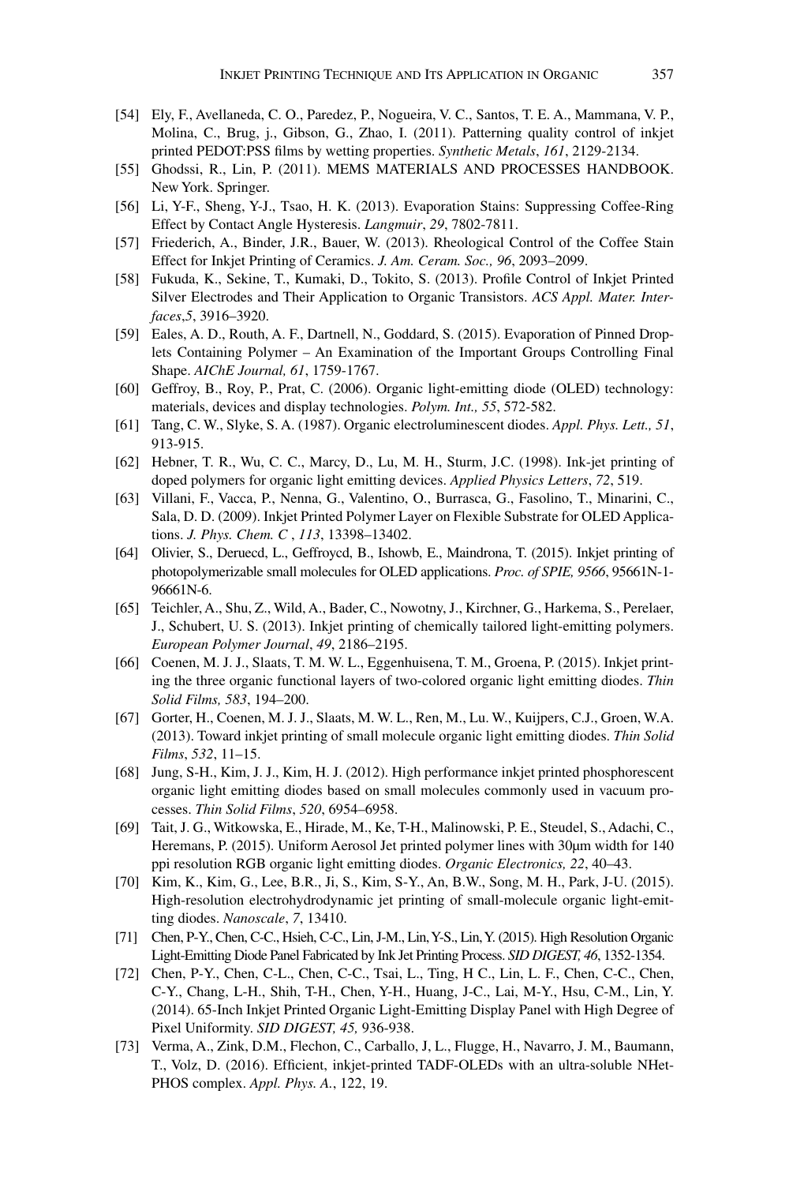[54] Ely, F., Avellaneda, C. O., Paredez, P., Nogueira, V. C., Santos, T. E. A., Mammana, V. P., Molina, C., Brug, j., Gibson, G., Zhao, I. (2011). Patterning quality control of inkjet printed PEDOT:PSS films by wetting properties. *Synthetic Metals*, *161*, 2129-2134.

[55] Ghodssi, R., Lin, P. (2011). MEMS MATERIALS AND PROCESSES HANDBOOK. New York. Springer.

[56] Li, Y-F., Sheng, Y-J., Tsao, H. K. (2013). Evaporation Stains: Suppressing Coffee-Ring Effect by Contact Angle Hysteresis. *Langmuir*, *29*, 7802-7811.

[57] Friederich, A., Binder, J.R., Bauer, W. (2013). Rheological Control of the Coffee Stain Effect for Inkjet Printing of Ceramics. *J. Am. Ceram. Soc., 96*, 2093–2099.

[58] Fukuda, K., Sekine, T., Kumaki, D., Tokito, S. (2013). Profile Control of Inkjet Printed Silver Electrodes and Their Application to Organic Transistors. *ACS Appl. Mater. Interfaces*,*5*, 3916–3920.

[59] Eales, A. D., Routh, A. F., Dartnell, N., Goddard, S. (2015). Evaporation of Pinned Droplets Containing Polymer – An Examination of the Important Groups Controlling Final Shape. *AIChE Journal, 61*, 1759-1767.

[60] Geffroy, B., Roy, P., Prat, C. (2006). Organic light-emitting diode (OLED) technology: materials, devices and display technologies. *Polym. Int., 55*, 572-582.

[61] Tang, C. W., Slyke, S. A. (1987). Organic electroluminescent diodes. *Appl. Phys. Lett., 51*, 913-915.

[62] Hebner, T. R., Wu, C. C., Marcy, D., Lu, M. H., Sturm, J.C. (1998). Ink-jet printing of doped polymers for organic light emitting devices. *Applied Physics Letters*, *72*, 519.

[63] Villani, F., Vacca, P., Nenna, G., Valentino, O., Burrasca, G., Fasolino, T., Minarini, C., Sala, D. D. (2009). Inkjet Printed Polymer Layer on Flexible Substrate for OLED Applications. *J. Phys. Chem. C* , *113*, 13398–13402.

[64] Olivier, S., Deruecd, L., Geffroycd, B., Ishowb, E., Maindrona, T. (2015). Inkjet printing of photopolymerizable small molecules for OLED applications. *Proc. of SPIE, 9566*, 95661N-1-96661N-6.

[65] Teichler, A., Shu, Z., Wild, A., Bader, C., Nowotny, J., Kirchner, G., Harkema, S., Perelaer, J., Schubert, U. S. (2013). Inkjet printing of chemically tailored light-emitting polymers. *European Polymer Journal*, *49*, 2186–2195.

[66] Coenen, M. J. J., Slaats, T. M. W. L., Eggenhuisena, T. M., Groena, P. (2015). Inkjet printing the three organic functional layers of two-colored organic light emitting diodes. *Thin Solid Films, 583*, 194–200.

[67] Gorter, H., Coenen, M. J. J., Slaats, M. W. L., Ren, M., Lu. W., Kuijpers, C.J., Groen, W.A. (2013). Toward inkjet printing of small molecule organic light emitting diodes. *Thin Solid Films*, *532*, 11–15.

[68] Jung, S-H., Kim, J. J., Kim, H. J. (2012). High performance inkjet printed phosphorescent organic light emitting diodes based on small molecules commonly used in vacuum processes. *Thin Solid Films*, *520*, 6954–6958.

[69] Tait, J. G., Witkowska, E., Hirade, M., Ke, T-H., Malinowski, P. E., Steudel, S., Adachi, C., Heremans, P. (2015). Uniform Aerosol Jet printed polymer lines with 30μm width for 140 ppi resolution RGB organic light emitting diodes. *Organic Electronics, 22*, 40–43.

[70] Kim, K., Kim, G., Lee, B.R., Ji, S., Kim, S-Y., An, B.W., Song, M. H., Park, J-U. (2015). High-resolution electrohydrodynamic jet printing of small-molecule organic light-emitting diodes. *Nanoscale*, *7*, 13410.

[71] Chen, P-Y., Chen, C-C., Hsieh, C-C., Lin, J-M., Lin, Y-S., Lin, Y. (2015). High Resolution Organic Light-Emitting Diode Panel Fabricated by Ink Jet Printing Process. *SID DIGEST, 46*, 1352-1354.

[72] Chen, P-Y., Chen, C-L., Chen, C-C., Tsai, L., Ting, H C., Lin, L. F., Chen, C-C., Chen, C-Y., Chang, L-H., Shih, T-H., Chen, Y-H., Huang, J-C., Lai, M-Y., Hsu, C-M., Lin, Y. (2014). 65-Inch Inkjet Printed Organic Light-Emitting Display Panel with High Degree of Pixel Uniformity. *SID DIGEST, 45,* 936-938.

[73] Verma, A., Zink, D.M., Flechon, C., Carballo, J, L., Flugge, H., Navarro, J. M., Baumann, T., Volz, D. (2016). Efficient, inkjet-printed TADF-OLEDs with an ultra-soluble NHetPHOS complex. *Appl. Phys. A.*, 122, 19.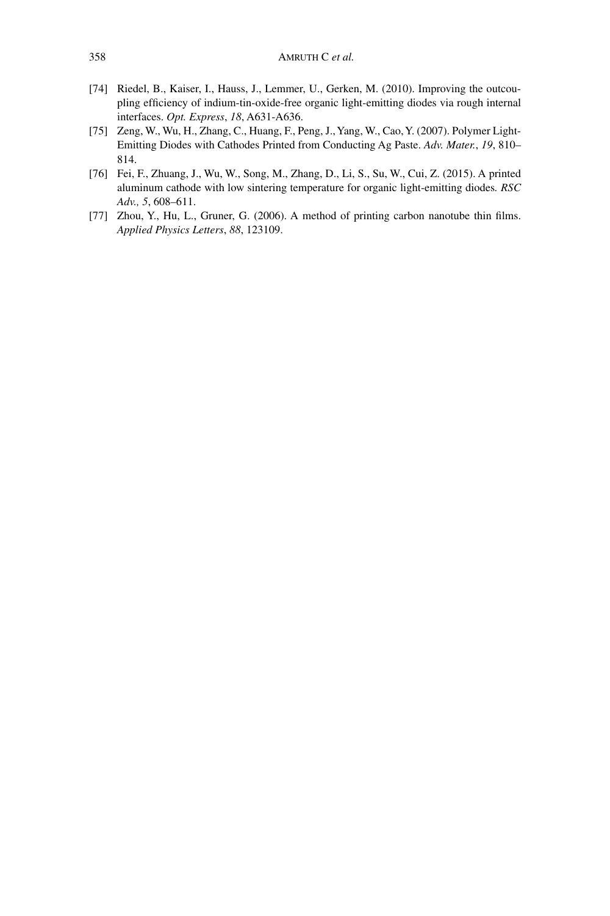[74] Riedel, B., Kaiser, I., Hauss, J., Lemmer, U., Gerken, M. (2010). Improving the outcoupling efficiency of indium-tin-oxide-free organic light-emitting diodes via rough internal interfaces. *Opt. Express*, *18*, A631-A636.

[75] Zeng, W., Wu, H., Zhang, C., Huang, F., Peng, J., Yang, W., Cao, Y. (2007). Polymer Light-Emitting Diodes with Cathodes Printed from Conducting Ag Paste. *Adv. Mater.*, *19*, 810–814.

[76] Fei, F., Zhuang, J., Wu, W., Song, M., Zhang, D., Li, S., Su, W., Cui, Z. (2015). A printed aluminum cathode with low sintering temperature for organic light-emitting diodes. *RSC Adv., 5*, 608–611.

[77] Zhou, Y., Hu, L., Gruner, G. (2006). A method of printing carbon nanotube thin films. *Applied Physics Letters*, *88*, 123109.